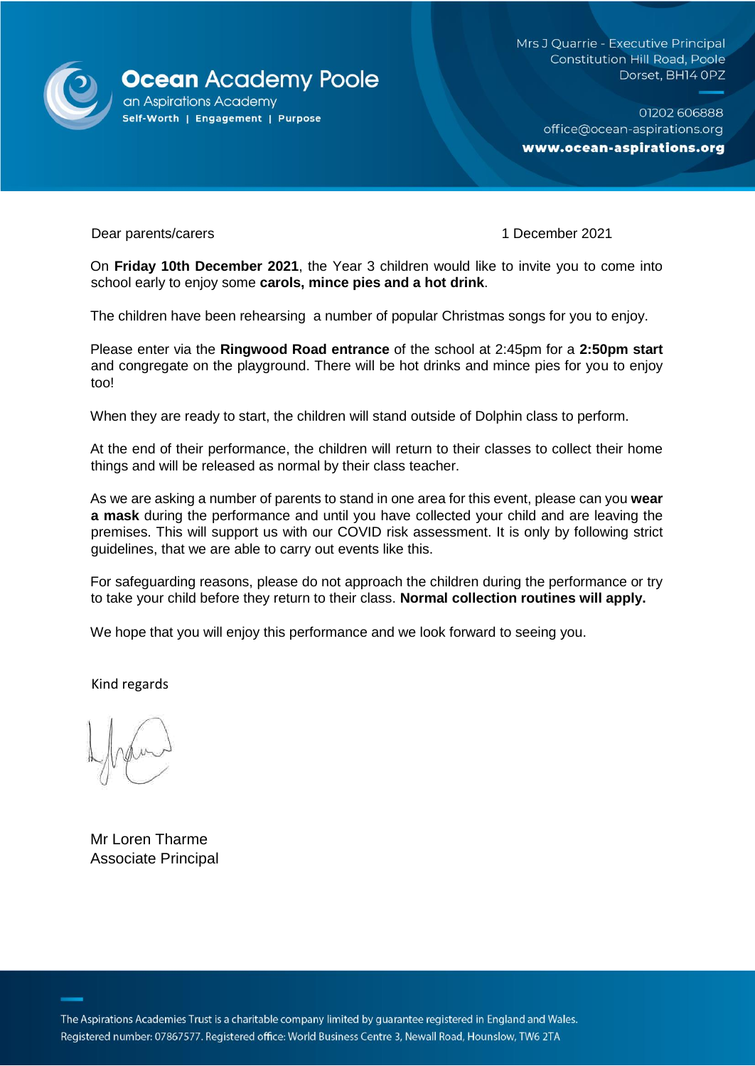**Ocean Academy Poole**
an Aspirations Academy
**Self-Worth | Engagement | Purpose**

Mrs J Quarrie - Executive Principal
Constitution Hill Road, Poole
Dorset, BH14 0PZ

01202 606888
office@ocean-aspirations.org
**www.ocean-aspirations.org**

Dear parents/carers

1 December 2021

On **Friday 10th December 2021**, the Year 3 children would like to invite you to come into school early to enjoy some **carols, mince pies and a hot drink**.

The children have been rehearsing a number of popular Christmas songs for you to enjoy.

Please enter via the **Ringwood Road entrance** of the school at 2:45pm for a **2:50pm start** and congregate on the playground. There will be hot drinks and mince pies for you to enjoy too!

When they are ready to start, the children will stand outside of Dolphin class to perform.

At the end of their performance, the children will return to their classes to collect their home things and will be released as normal by their class teacher.

As we are asking a number of parents to stand in one area for this event, please can you **wear a mask** during the performance and until you have collected your child and are leaving the premises. This will support us with our COVID risk assessment. It is only by following strict guidelines, that we are able to carry out events like this.

For safeguarding reasons, please do not approach the children during the performance or try to take your child before they return to their class. **Normal collection routines will apply.**

We hope that you will enjoy this performance and we look forward to seeing you.

Kind regards

Mr Loren Tharme
Associate Principal

The Aspirations Academies Trust is a charitable company limited by guarantee registered in England and Wales.
Registered number: 07867577. Registered office: World Business Centre 3, Newall Road, Hounslow, TW6 2TA